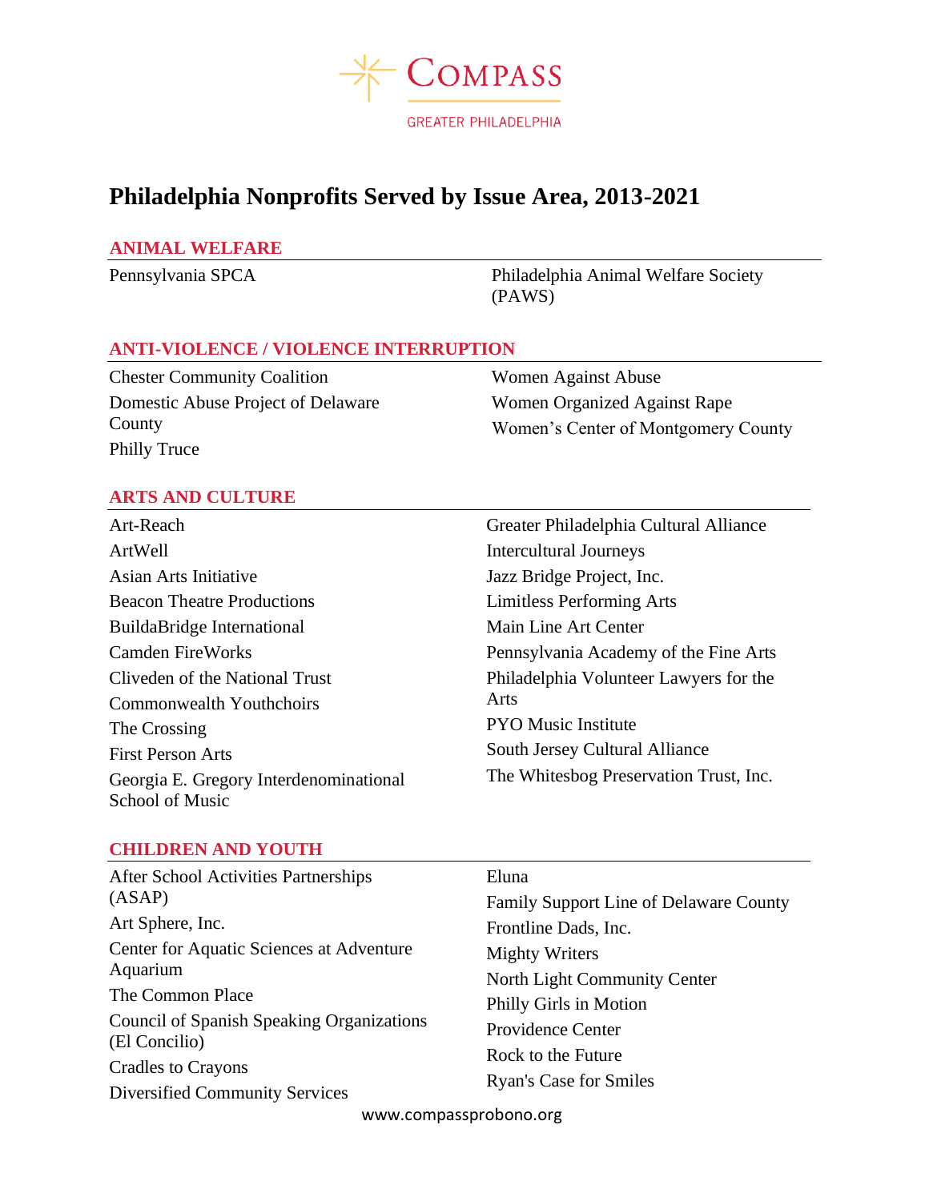# Philadelphia Nonprofits Served by Issue Area, 2013-2021

## ANIMAL WELFARE

- Pennsylvania SPCA
- Philadelphia Animal Welfare Society (PAWS)

## ANTI-VIOLENCE / VIOLENCE INTERRUPTION

- Chester Community Coalition
- Domestic Abuse Project of Delaware County
- Philly Truce
- Women Against Abuse
- Women Organized Against Rape
- Women's Center of Montgomery County

## ARTS AND CULTURE

- Art-Reach
- ArtWell
- Asian Arts Initiative
- Beacon Theatre Productions
- BuildaBridge International
- Camden FireWorks
- Cliveden of the National Trust
- Commonwealth Youthchoirs
- The Crossing
- First Person Arts
- Georgia E. Gregory Interdenominational School of Music
- Greater Philadelphia Cultural Alliance
- Intercultural Journeys
- Jazz Bridge Project, Inc.
- Limitless Performing Arts
- Main Line Art Center
- Pennsylvania Academy of the Fine Arts
- Philadelphia Volunteer Lawyers for the Arts
- PYO Music Institute
- South Jersey Cultural Alliance
- The Whitesbog Preservation Trust, Inc.

## CHILDREN AND YOUTH

- After School Activities Partnerships (ASAP)
- Art Sphere, Inc.
- Center for Aquatic Sciences at Adventure Aquarium
- The Common Place
- Council of Spanish Speaking Organizations (El Concilio)
- Cradles to Crayons
- Diversified Community Services
- Eluna
- Family Support Line of Delaware County
- Frontline Dads, Inc.
- Mighty Writers
- North Light Community Center
- Philly Girls in Motion
- Providence Center
- Rock to the Future
- Ryan's Case for Smiles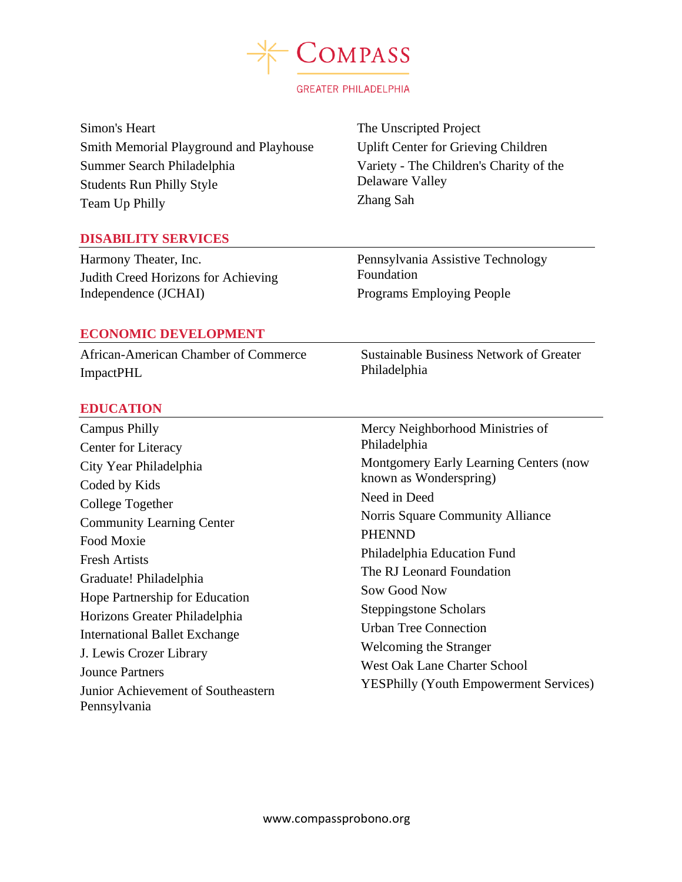Simon's Heart
Smith Memorial Playground and Playhouse
Summer Search Philadelphia
Students Run Philly Style
Team Up Philly
The Unscripted Project
Uplift Center for Grieving Children
Variety - The Children's Charity of the Delaware Valley
Zhang Sah

## DISABILITY SERVICES

Harmony Theater, Inc.
Judith Creed Horizons for Achieving Independence (JCHAI)
Pennsylvania Assistive Technology Foundation
Programs Employing People

## ECONOMIC DEVELOPMENT

African-American Chamber of Commerce
ImpactPHL
Sustainable Business Network of Greater Philadelphia

## EDUCATION

Campus Philly
Center for Literacy
City Year Philadelphia
Coded by Kids
College Together
Community Learning Center
Food Moxie
Fresh Artists
Graduate! Philadelphia
Hope Partnership for Education
Horizons Greater Philadelphia
International Ballet Exchange
J. Lewis Crozer Library
Jounce Partners
Junior Achievement of Southeastern Pennsylvania
Mercy Neighborhood Ministries of Philadelphia
Montgomery Early Learning Centers (now known as Wonderspring)
Need in Deed
Norris Square Community Alliance
PHENND
Philadelphia Education Fund
The RJ Leonard Foundation
Sow Good Now
Steppingstone Scholars
Urban Tree Connection
Welcoming the Stranger
West Oak Lane Charter School
YESPhilly (Youth Empowerment Services)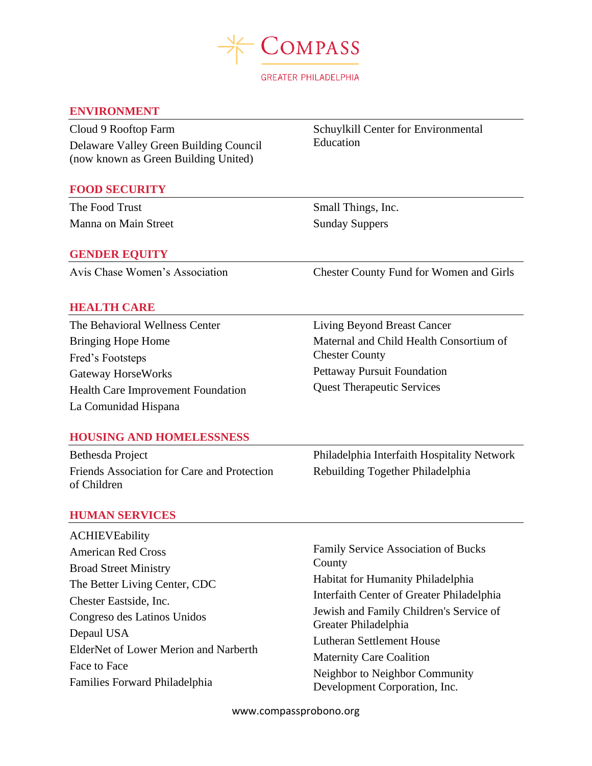## ENVIRONMENT

Cloud 9 Rooftop Farm

Delaware Valley Green Building Council (now known as Green Building United)

Schuylkill Center for Environmental Education

## FOOD SECURITY

The Food Trust

Manna on Main Street

Small Things, Inc.

Sunday Suppers

## GENDER EQUITY

Avis Chase Women's Association

Chester County Fund for Women and Girls

## HEALTH CARE

The Behavioral Wellness Center

Bringing Hope Home

Fred's Footsteps

Gateway HorseWorks

Health Care Improvement Foundation

La Comunidad Hispana

Living Beyond Breast Cancer

Maternal and Child Health Consortium of Chester County

Pettaway Pursuit Foundation

Quest Therapeutic Services

## HOUSING AND HOMELESSNESS

Bethesda Project

Friends Association for Care and Protection of Children

Philadelphia Interfaith Hospitality Network

Rebuilding Together Philadelphia

## HUMAN SERVICES

ACHIEVEability

American Red Cross

Broad Street Ministry

The Better Living Center, CDC

Chester Eastside, Inc.

Congreso des Latinos Unidos

Depaul USA

ElderNet of Lower Merion and Narberth

Face to Face

Families Forward Philadelphia

Family Service Association of Bucks County

Habitat for Humanity Philadelphia

Interfaith Center of Greater Philadelphia

Jewish and Family Children's Service of Greater Philadelphia

Lutheran Settlement House

Maternity Care Coalition

Neighbor to Neighbor Community Development Corporation, Inc.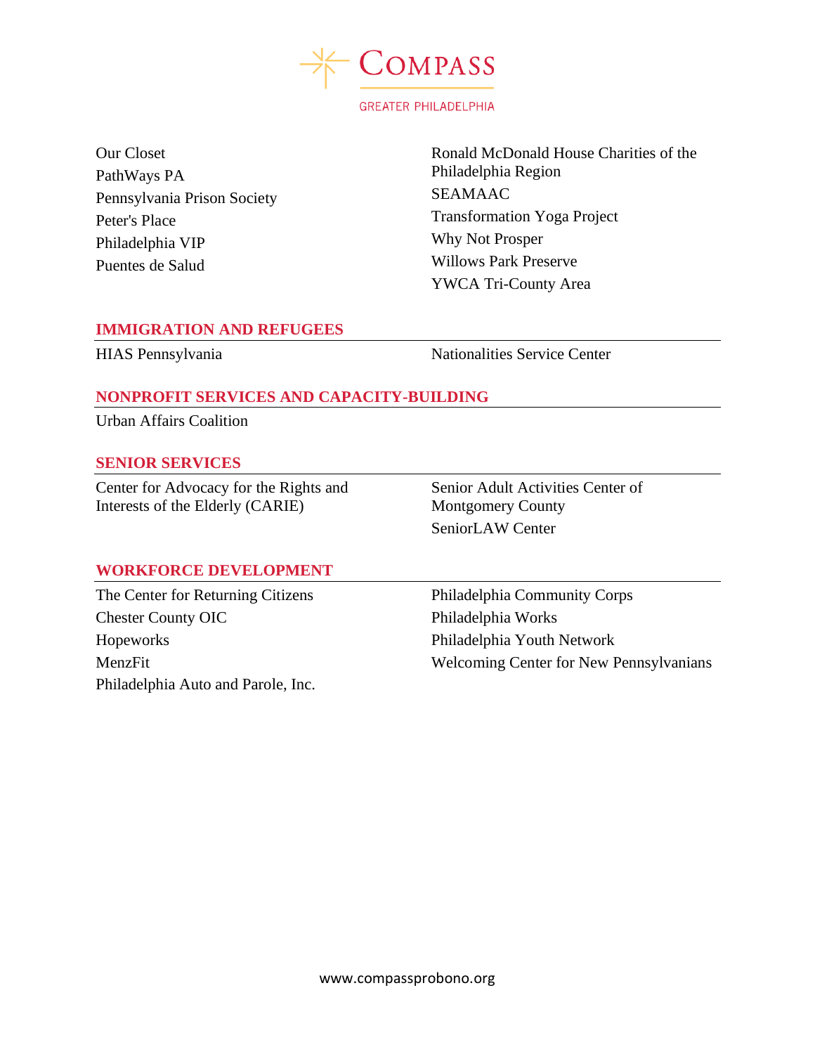Our Closet
PathWays PA
Pennsylvania Prison Society
Peter's Place
Philadelphia VIP
Puentes de Salud
Ronald McDonald House Charities of the Philadelphia Region
SEAMAAC
Transformation Yoga Project
Why Not Prosper
Willows Park Preserve
YWCA Tri-County Area

## IMMIGRATION AND REFUGEES

HIAS Pennsylvania
Nationalities Service Center

## NONPROFIT SERVICES AND CAPACITY-BUILDING

Urban Affairs Coalition

## SENIOR SERVICES

Center for Advocacy for the Rights and Interests of the Elderly (CARIE)
Senior Adult Activities Center of Montgomery County
SeniorLAW Center

## WORKFORCE DEVELOPMENT

The Center for Returning Citizens
Chester County OIC
Hopeworks
MenzFit
Philadelphia Auto and Parole, Inc.
Philadelphia Community Corps
Philadelphia Works
Philadelphia Youth Network
Welcoming Center for New Pennsylvanians